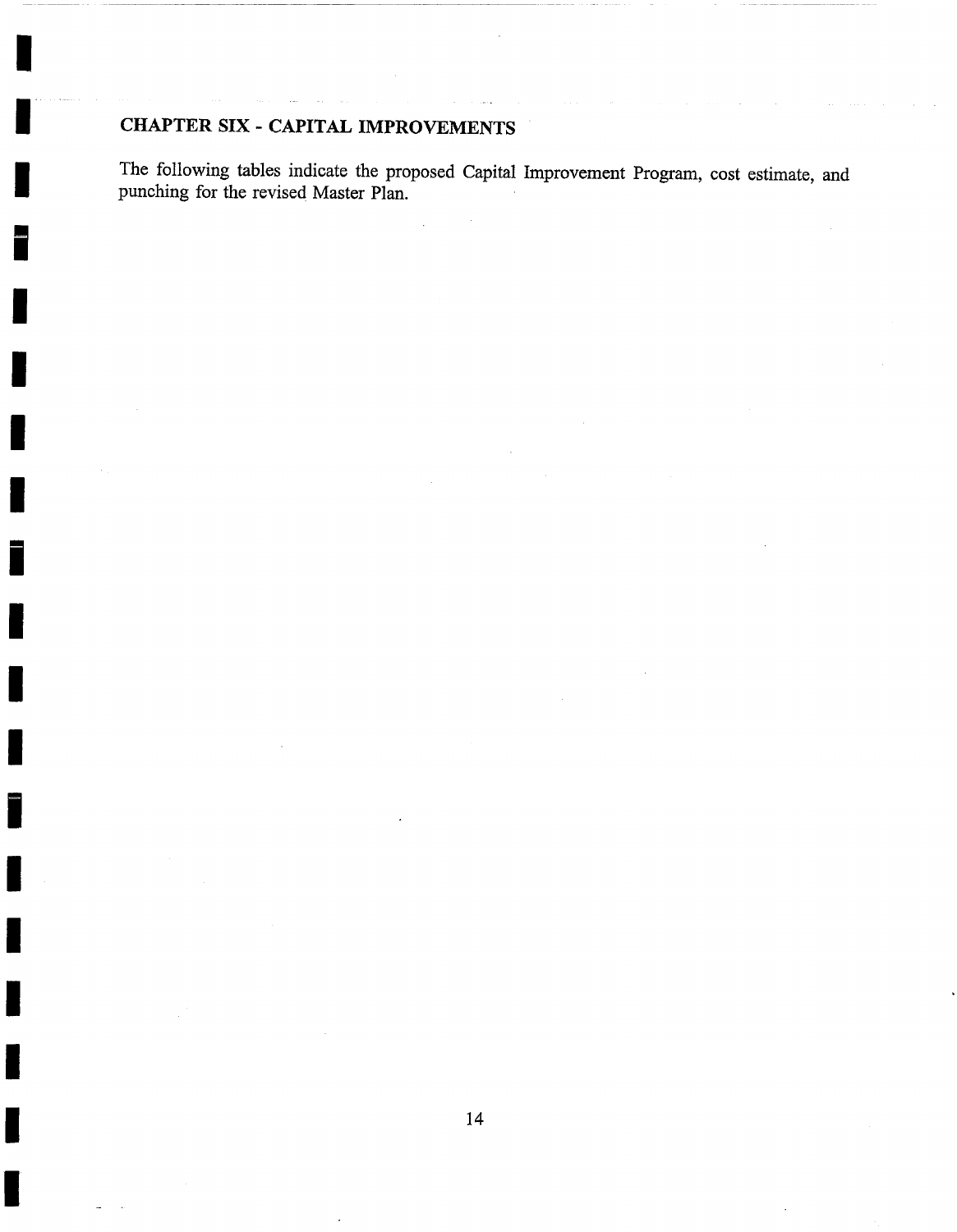## CHAPTER SIX - CAPITAL IMPROVEMENTS

The following tables indicate the proposed Capital Improvement Program, cost estimate, and punching for the revised Master Plan.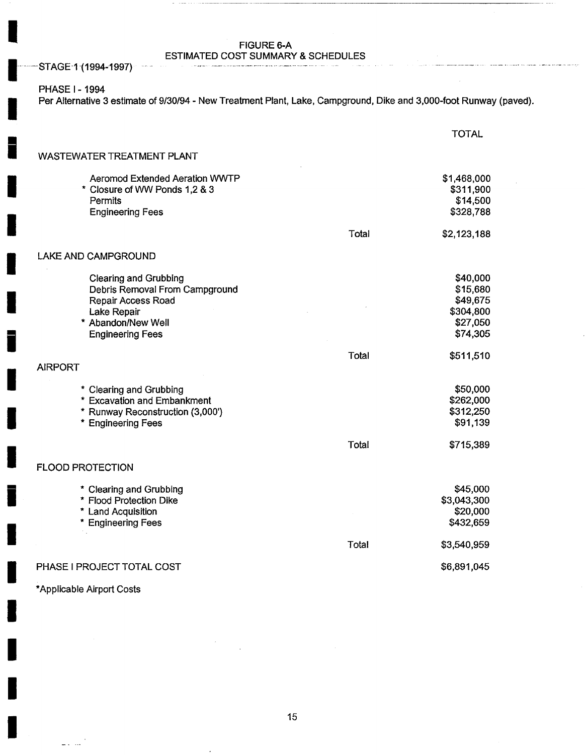# FIGURE 6-A
## ESTIMATED COST SUMMARY & SCHEDULES

STAGE 1 (1994-1997)

PHASE I - 1994

Per Alternative 3 estimate of 9/30/94 - New Treatment Plant, Lake, Campground, Dike and 3,000-foot Runway (paved).

| | | TOTAL |
|---|---|---|
| **WASTEWATER TREATMENT PLANT** | | |
| Aeromod Extended Aeration WWTP | | $1,468,000 |
| * Closure of WW Ponds 1,2 & 3 | | $311,900 |
| Permits | | $14,500 |
| Engineering Fees | | $328,788 |
| | Total | $2,123,188 |
| **LAKE AND CAMPGROUND** | | |
| Clearing and Grubbing | | $40,000 |
| Debris Removal From Campground | | $15,680 |
| Repair Access Road | | $49,675 |
| Lake Repair | | $304,800 |
| * Abandon/New Well | | $27,050 |
| Engineering Fees | | $74,305 |
| | Total | $511,510 |
| **AIRPORT** | | |
| * Clearing and Grubbing | | $50,000 |
| * Excavation and Embankment | | $262,000 |
| * Runway Reconstruction (3,000') | | $312,250 |
| * Engineering Fees | | $91,139 |
| | Total | $715,389 |
| **FLOOD PROTECTION** | | |
| * Clearing and Grubbing | | $45,000 |
| * Flood Protection Dike | | $3,043,300 |
| * Land Acquisition | | $20,000 |
| * Engineering Fees | | $432,659 |
| | Total | $3,540,959 |
| **PHASE I PROJECT TOTAL COST** | | $6,891,045 |

*Applicable Airport Costs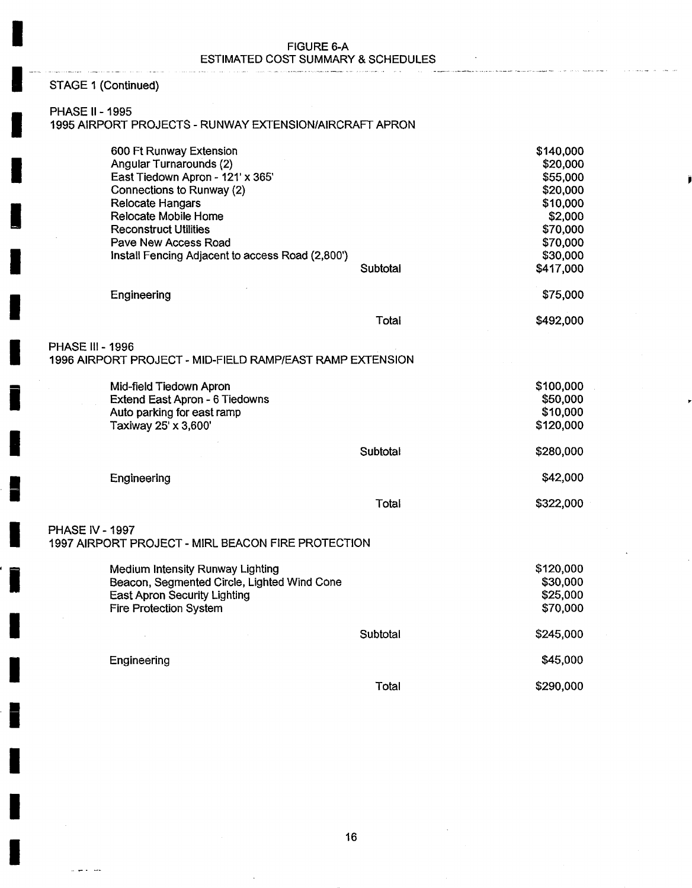FIGURE 6-A
ESTIMATED COST SUMMARY & SCHEDULES

STAGE 1 (Continued)

PHASE II - 1995
1995 AIRPORT PROJECTS - RUNWAY EXTENSION/AIRCRAFT APRON

| Item | | Cost |
|---|---|---|
| 600 Ft Runway Extension | | $140,000 |
| Angular Turnarounds (2) | | $20,000 |
| East Tiedown Apron - 121' x 365' | | $55,000 |
| Connections to Runway (2) | | $20,000 |
| Relocate Hangars | | $10,000 |
| Relocate Mobile Home | | $2,000 |
| Reconstruct Utilities | | $70,000 |
| Pave New Access Road | | $70,000 |
| Install Fencing Adjacent to access Road (2,800') | | $30,000 |
| | Subtotal | $417,000 |
| Engineering | | $75,000 |
| | Total | $492,000 |

PHASE III - 1996
1996 AIRPORT PROJECT - MID-FIELD RAMP/EAST RAMP EXTENSION

| Item | | Cost |
|---|---|---|
| Mid-field Tiedown Apron | | $100,000 |
| Extend East Apron - 6 Tiedowns | | $50,000 |
| Auto parking for east ramp | | $10,000 |
| Taxiway 25' x 3,600' | | $120,000 |
| | Subtotal | $280,000 |
| Engineering | | $42,000 |
| | Total | $322,000 |

PHASE IV - 1997
1997 AIRPORT PROJECT - MIRL BEACON FIRE PROTECTION

| Item | | Cost |
|---|---|---|
| Medium Intensity Runway Lighting | | $120,000 |
| Beacon, Segmented Circle, Lighted Wind Cone | | $30,000 |
| East Apron Security Lighting | | $25,000 |
| Fire Protection System | | $70,000 |
| | Subtotal | $245,000 |
| Engineering | | $45,000 |
| | Total | $290,000 |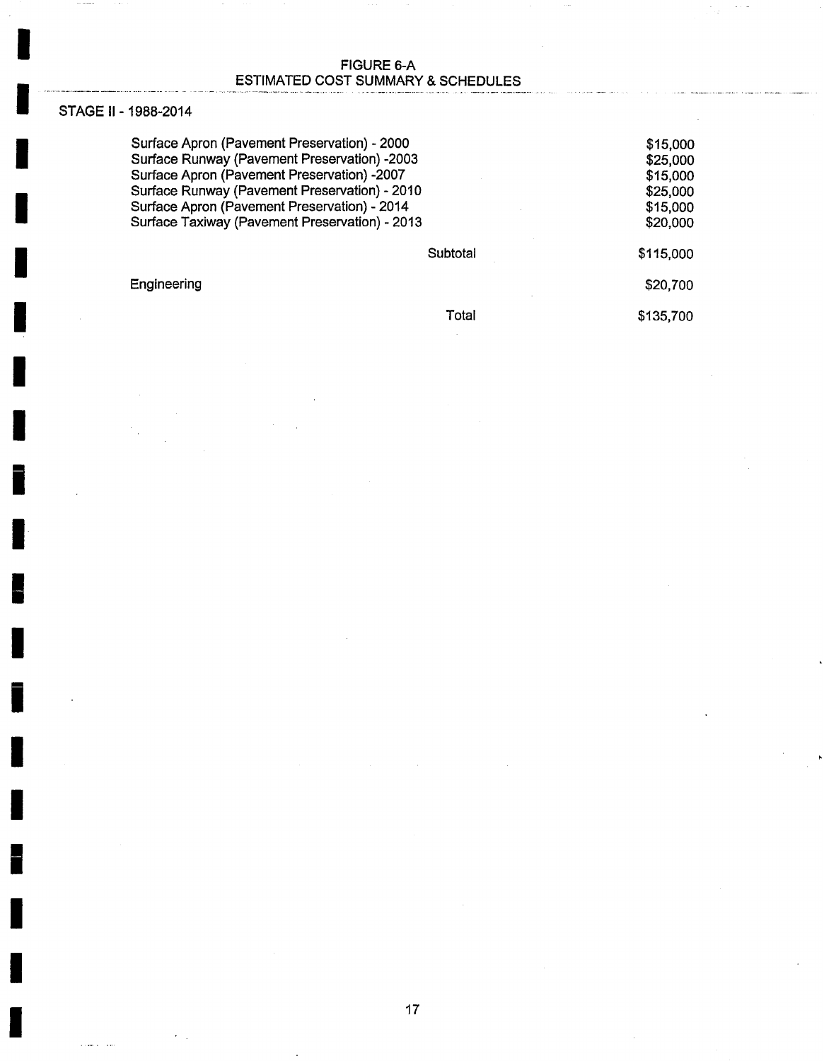# FIGURE 6-A
## ESTIMATED COST SUMMARY & SCHEDULES

STAGE II - 1988-2014

| Item | | Cost |
|---|---|---|
| Surface Apron (Pavement Preservation) - 2000 | | $15,000 |
| Surface Runway (Pavement Preservation) -2003 | | $25,000 |
| Surface Apron (Pavement Preservation) -2007 | | $15,000 |
| Surface Runway (Pavement Preservation) - 2010 | | $25,000 |
| Surface Apron (Pavement Preservation) - 2014 | | $15,000 |
| Surface Taxiway (Pavement Preservation) - 2013 | | $20,000 |
| | Subtotal | $115,000 |
| Engineering | | $20,700 |
| | Total | $135,700 |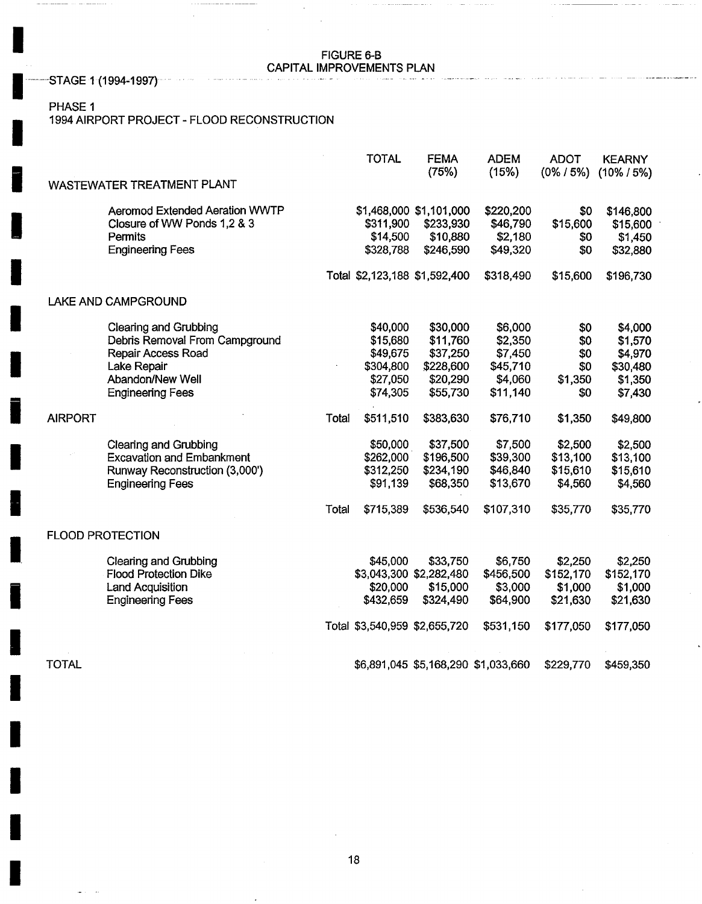# FIGURE 6-B
# CAPITAL IMPROVEMENTS PLAN

STAGE 1 (1994-1997)

PHASE 1
1994 AIRPORT PROJECT - FLOOD RECONSTRUCTION

| | | TOTAL | FEMA (75%) | ADEM (15%) | ADOT (0% / 5%) | KEARNY (10% / 5%) |
|---|---|---|---|---|---|---|
| **WASTEWATER TREATMENT PLANT** | | | | | | |
| Aeromod Extended Aeration WWTP | | $1,468,000 | $1,101,000 | $220,200 | $0 | $146,800 |
| Closure of WW Ponds 1,2 & 3 | | $311,900 | $233,930 | $46,790 | $15,600 | $15,600 |
| Permits | | $14,500 | $10,880 | $2,180 | $0 | $1,450 |
| Engineering Fees | | $328,788 | $246,590 | $49,320 | $0 | $32,880 |
| | Total | $2,123,188 | $1,592,400 | $318,490 | $15,600 | $196,730 |
| **LAKE AND CAMPGROUND** | | | | | | |
| Clearing and Grubbing | | $40,000 | $30,000 | $6,000 | $0 | $4,000 |
| Debris Removal From Campground | | $15,680 | $11,760 | $2,350 | $0 | $1,570 |
| Repair Access Road | | $49,675 | $37,250 | $7,450 | $0 | $4,970 |
| Lake Repair | | $304,800 | $228,600 | $45,710 | $0 | $30,480 |
| Abandon/New Well | | $27,050 | $20,290 | $4,060 | $1,350 | $1,350 |
| Engineering Fees | | $74,305 | $55,730 | $11,140 | $0 | $7,430 |
| | Total | $511,510 | $383,630 | $76,710 | $1,350 | $49,800 |
| **AIRPORT** | | | | | | |
| Clearing and Grubbing | | $50,000 | $37,500 | $7,500 | $2,500 | $2,500 |
| Excavation and Embankment | | $262,000 | $196,500 | $39,300 | $13,100 | $13,100 |
| Runway Reconstruction (3,000') | | $312,250 | $234,190 | $46,840 | $15,610 | $15,610 |
| Engineering Fees | | $91,139 | $68,350 | $13,670 | $4,560 | $4,560 |
| | Total | $715,389 | $536,540 | $107,310 | $35,770 | $35,770 |
| **FLOOD PROTECTION** | | | | | | |
| Clearing and Grubbing | | $45,000 | $33,750 | $6,750 | $2,250 | $2,250 |
| Flood Protection Dike | | $3,043,300 | $2,282,480 | $456,500 | $152,170 | $152,170 |
| Land Acquisition | | $20,000 | $15,000 | $3,000 | $1,000 | $1,000 |
| Engineering Fees | | $432,659 | $324,490 | $64,900 | $21,630 | $21,630 |
| | Total | $3,540,959 | $2,655,720 | $531,150 | $177,050 | $177,050 |
| **TOTAL** | | $6,891,045 | $5,168,290 | $1,033,660 | $229,770 | $459,350 |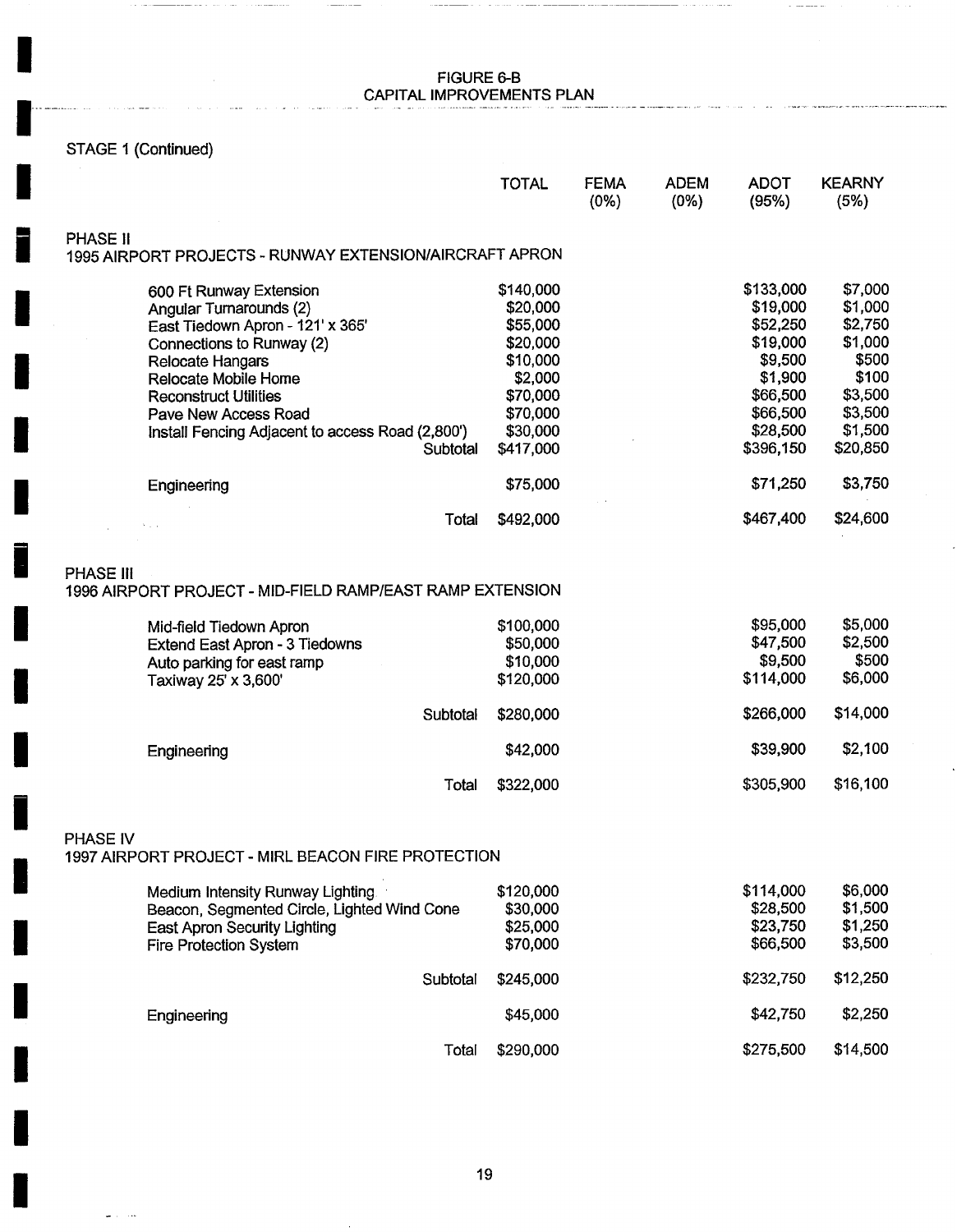# FIGURE 6-B
# CAPITAL IMPROVEMENTS PLAN

STAGE 1 (Continued)

| | TOTAL | FEMA (0%) | ADEM (0%) | ADOT (95%) | KEARNY (5%) |
|---|---|---|---|---|---|
| **PHASE II** | | | | | |
| **1995 AIRPORT PROJECTS - RUNWAY EXTENSION/AIRCRAFT APRON** | | | | | |
| 600 Ft Runway Extension | $140,000 | | | $133,000 | $7,000 |
| Angular Turnarounds (2) | $20,000 | | | $19,000 | $1,000 |
| East Tiedown Apron - 121' x 365' | $55,000 | | | $52,250 | $2,750 |
| Connections to Runway (2) | $20,000 | | | $19,000 | $1,000 |
| Relocate Hangars | $10,000 | | | $9,500 | $500 |
| Relocate Mobile Home | $2,000 | | | $1,900 | $100 |
| Reconstruct Utilities | $70,000 | | | $66,500 | $3,500 |
| Pave New Access Road | $70,000 | | | $66,500 | $3,500 |
| Install Fencing Adjacent to access Road (2,800') | $30,000 | | | $28,500 | $1,500 |
| Subtotal | $417,000 | | | $396,150 | $20,850 |
| Engineering | $75,000 | | | $71,250 | $3,750 |
| Total | $492,000 | | | $467,400 | $24,600 |
| **PHASE III** | | | | | |
| **1996 AIRPORT PROJECT - MID-FIELD RAMP/EAST RAMP EXTENSION** | | | | | |
| Mid-field Tiedown Apron | $100,000 | | | $95,000 | $5,000 |
| Extend East Apron - 3 Tiedowns | $50,000 | | | $47,500 | $2,500 |
| Auto parking for east ramp | $10,000 | | | $9,500 | $500 |
| Taxiway 25' x 3,600' | $120,000 | | | $114,000 | $6,000 |
| Subtotal | $280,000 | | | $266,000 | $14,000 |
| Engineering | $42,000 | | | $39,900 | $2,100 |
| Total | $322,000 | | | $305,900 | $16,100 |
| **PHASE IV** | | | | | |
| **1997 AIRPORT PROJECT - MIRL BEACON FIRE PROTECTION** | | | | | |
| Medium Intensity Runway Lighting | $120,000 | | | $114,000 | $6,000 |
| Beacon, Segmented Circle, Lighted Wind Cone | $30,000 | | | $28,500 | $1,500 |
| East Apron Security Lighting | $25,000 | | | $23,750 | $1,250 |
| Fire Protection System | $70,000 | | | $66,500 | $3,500 |
| Subtotal | $245,000 | | | $232,750 | $12,250 |
| Engineering | $45,000 | | | $42,750 | $2,250 |
| Total | $290,000 | | | $275,500 | $14,500 |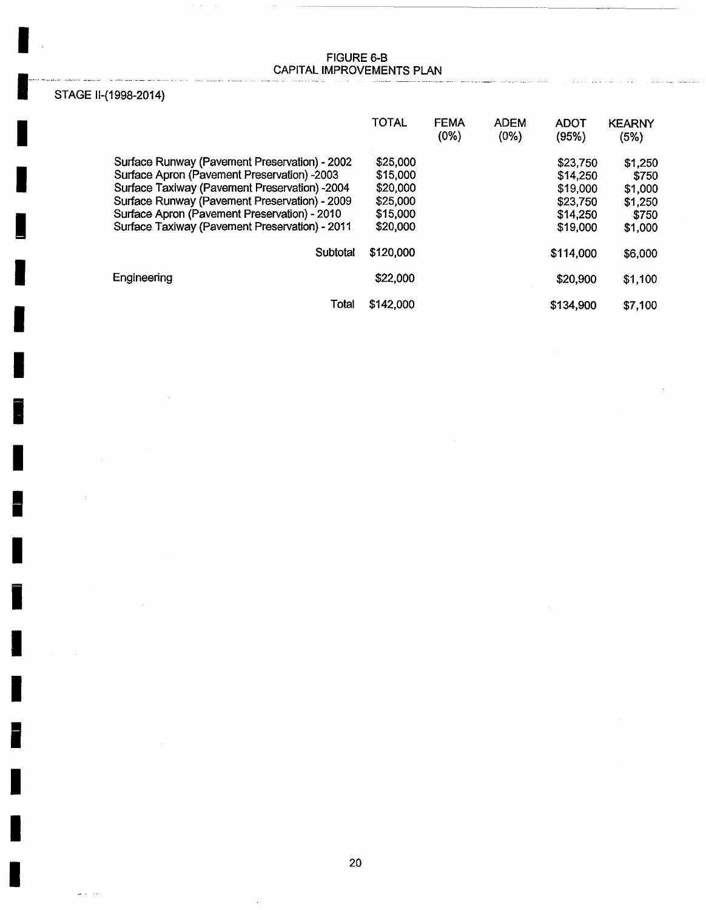FIGURE 6-B
CAPITAL IMPROVEMENTS PLAN

STAGE II-(1998-2014)

| | TOTAL | FEMA (0%) | ADEM (0%) | ADOT (95%) | KEARNY (5%) |
|---|---|---|---|---|---|
| Surface Runway (Pavement Preservation) - 2002 | $25,000 | | | $23,750 | $1,250 |
| Surface Apron (Pavement Preservation) -2003 | $15,000 | | | $14,250 | $750 |
| Surface Taxiway (Pavement Preservation) -2004 | $20,000 | | | $19,000 | $1,000 |
| Surface Runway (Pavement Preservation) - 2009 | $25,000 | | | $23,750 | $1,250 |
| Surface Apron (Pavement Preservation) - 2010 | $15,000 | | | $14,250 | $750 |
| Surface Taxiway (Pavement Preservation) - 2011 | $20,000 | | | $19,000 | $1,000 |
| Subtotal | $120,000 | | | $114,000 | $6,000 |
| Engineering | $22,000 | | | $20,900 | $1,100 |
| Total | $142,000 | | | $134,900 | $7,100 |